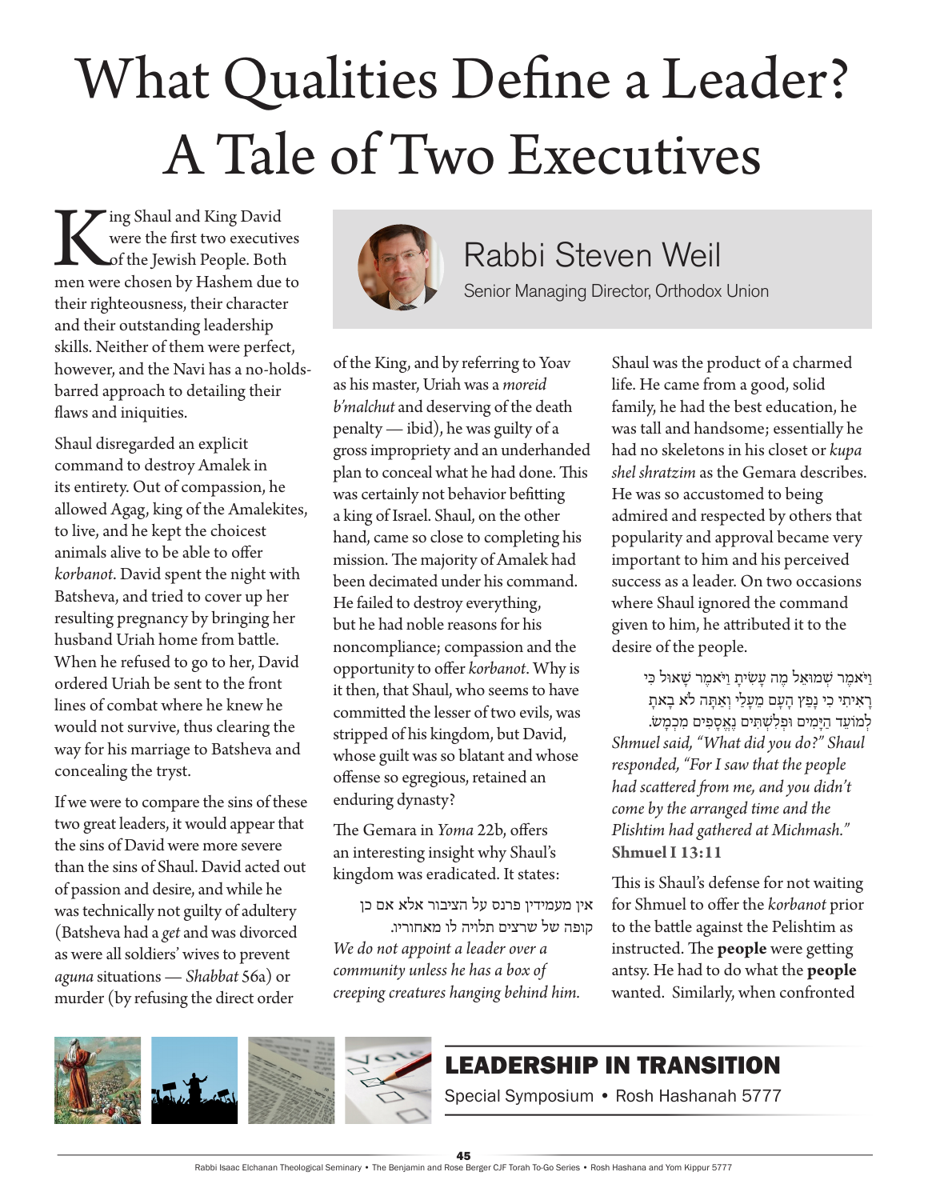# What Qualities Define a Leader? A Tale of Two Executives

## Rabbi Steven Weil

Senior Managing Director, Orthodox Union

King Shaul and King David were the first two executives of the Jewish People. Both men were chosen by Hashem due to their righteousness, their character and their outstanding leadership skills. Neither of them were perfect, however, and the Navi has a no-holds-barred approach to detailing their flaws and iniquities.

Shaul disregarded an explicit command to destroy Amalek in its entirety. Out of compassion, he allowed Agag, king of the Amalekites, to live, and he kept the choicest animals alive to be able to offer *korbanot*. David spent the night with Batsheva, and tried to cover up her resulting pregnancy by bringing her husband Uriah home from battle. When he refused to go to her, David ordered Uriah be sent to the front lines of combat where he knew he would not survive, thus clearing the way for his marriage to Batsheva and concealing the tryst.

If we were to compare the sins of these two great leaders, it would appear that the sins of David were more severe than the sins of Shaul. David acted out of passion and desire, and while he was technically not guilty of adultery (Batsheva had a *get* and was divorced as were all soldiers' wives to prevent *aguna* situations — *Shabbat* 56a) or murder (by refusing the direct order of the King, and by referring to Yoav as his master, Uriah was a *moreid b'malchut* and deserving of the death penalty — ibid), he was guilty of a gross impropriety and an underhanded plan to conceal what he had done. This was certainly not behavior befitting a king of Israel. Shaul, on the other hand, came so close to completing his mission. The majority of Amalek had been decimated under his command. He failed to destroy everything, but he had noble reasons for his noncompliance; compassion and the opportunity to offer *korbanot*. Why is it then, that Shaul, who seems to have committed the lesser of two evils, was stripped of his kingdom, but David, whose guilt was so blatant and whose offense so egregious, retained an enduring dynasty?

The Gemara in *Yoma* 22b, offers an interesting insight why Shaul's kingdom was eradicated. It states:

אין מעמידין פרנס על הציבור אלא אם כן קופה של שרצים תלויה לו מאחוריו.

*We do not appoint a leader over a community unless he has a box of creeping creatures hanging behind him.*

Shaul was the product of a charmed life. He came from a good, solid family, he had the best education, he was tall and handsome; essentially he had no skeletons in his closet or *kupa shel shratzim* as the Gemara describes. He was so accustomed to being admired and respected by others that popularity and approval became very important to him and his perceived success as a leader. On two occasions where Shaul ignored the command given to him, he attributed it to the desire of the people.

וַיֹּאמֶר שְׁמוּאֵל מֶה עָשִׂיתָ וַיֹּאמֶר שָׁאוּל כִּי רָאִיתִי כִּי נָפַץ הָעָם מֵעָלַי וְאַתָּה לֹא בָאתָ לְמוֹעֵד הַיָּמִים וּפְלִשְׁתִּים נֶאֱסָפִים מִכְמָשׂ.

*Shmuel said, "What did you do?" Shaul responded, "For I saw that the people had scattered from me, and you didn't come by the arranged time and the Plishtim had gathered at Michmash."*
**Shmuel I 13:11**

This is Shaul's defense for not waiting for Shmuel to offer the *korbanot* prior to the battle against the Pelishtim as instructed. The **people** were getting antsy. He had to do what the **people** wanted. Similarly, when confronted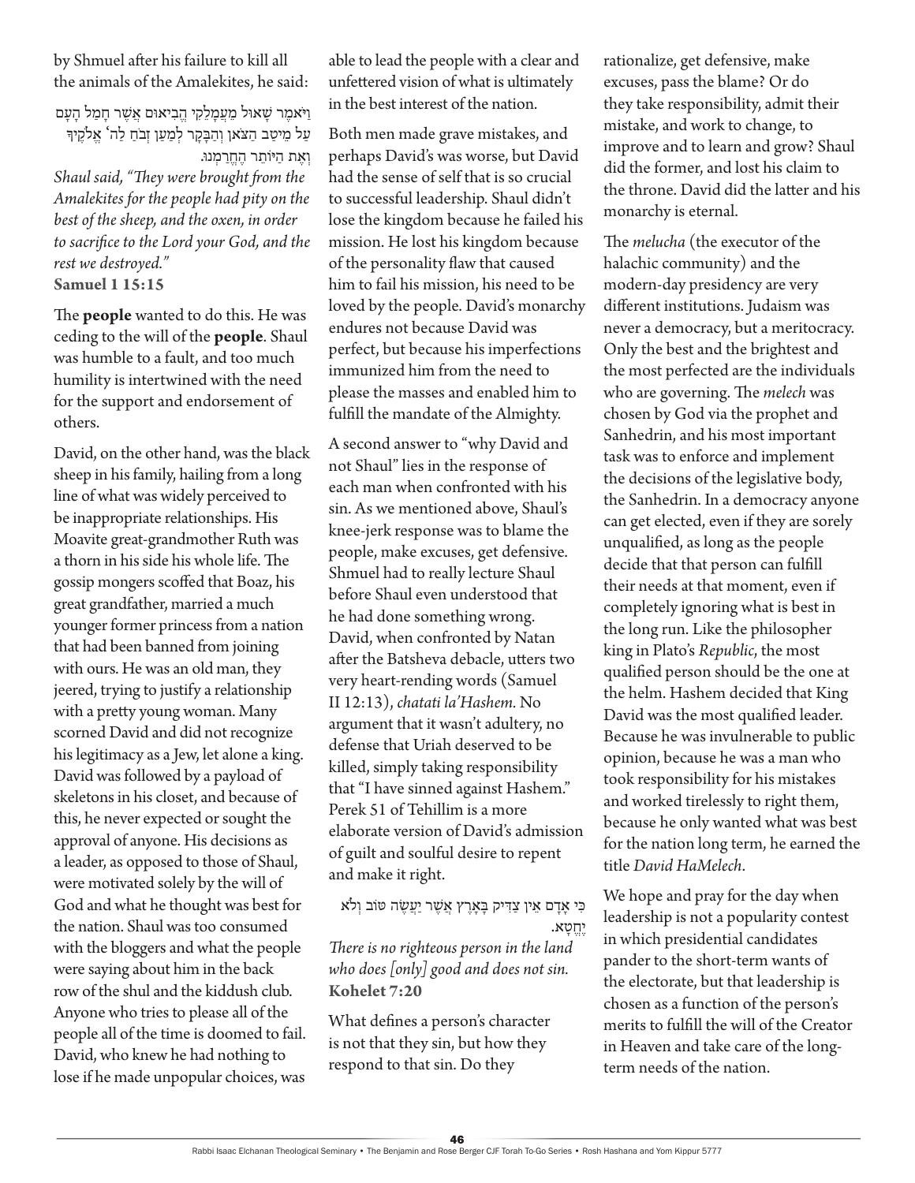by Shmuel after his failure to kill all the animals of the Amalekites, he said:

וַיֹּאמֶר שָׁאוּל מֵעֲמָלֵקִי הֱבִיאוּם אֲשֶׁר חָמַל הָעָם עַל מֵיטַב הַצֹּאן וְהַבָּקָר לְמַעַן זְבֹחַ לַה' אֱלֹקֶיךָ וְאֶת הַיּוֹתֵר הֶחֱרַמְנוּ.

*Shaul said, "They were brought from the Amalekites for the people had pity on the best of the sheep, and the oxen, in order to sacrifice to the Lord your God, and the rest we destroyed."*
**Samuel 1 15:15**

The **people** wanted to do this. He was ceding to the will of the **people**. Shaul was humble to a fault, and too much humility is intertwined with the need for the support and endorsement of others.

David, on the other hand, was the black sheep in his family, hailing from a long line of what was widely perceived to be inappropriate relationships. His Moavite great-grandmother Ruth was a thorn in his side his whole life. The gossip mongers scoffed that Boaz, his great grandfather, married a much younger former princess from a nation that had been banned from joining with ours. He was an old man, they jeered, trying to justify a relationship with a pretty young woman. Many scorned David and did not recognize his legitimacy as a Jew, let alone a king. David was followed by a payload of skeletons in his closet, and because of this, he never expected or sought the approval of anyone. His decisions as a leader, as opposed to those of Shaul, were motivated solely by the will of God and what he thought was best for the nation. Shaul was too consumed with the bloggers and what the people were saying about him in the back row of the shul and the kiddush club. Anyone who tries to please all of the people all of the time is doomed to fail. David, who knew he had nothing to lose if he made unpopular choices, was able to lead the people with a clear and unfettered vision of what is ultimately in the best interest of the nation.

Both men made grave mistakes, and perhaps David's was worse, but David had the sense of self that is so crucial to successful leadership. Shaul didn't lose the kingdom because he failed his mission. He lost his kingdom because of the personality flaw that caused him to fail his mission, his need to be loved by the people. David's monarchy endures not because David was perfect, but because his imperfections immunized him from the need to please the masses and enabled him to fulfill the mandate of the Almighty.

A second answer to "why David and not Shaul" lies in the response of each man when confronted with his sin. As we mentioned above, Shaul's knee-jerk response was to blame the people, make excuses, get defensive. Shmuel had to really lecture Shaul before Shaul even understood that he had done something wrong. David, when confronted by Natan after the Batsheva debacle, utters two very heart-rending words (Samuel II 12:13), *chatati la'Hashem.* No argument that it wasn't adultery, no defense that Uriah deserved to be killed, simply taking responsibility that "I have sinned against Hashem." Perek 51 of Tehillim is a more elaborate version of David's admission of guilt and soulful desire to repent and make it right.

כִּי אָדָם אֵין צַדִּיק בָּאָרֶץ אֲשֶׁר יַעֲשֶׂה טּוֹב וְלֹא יֶחֱטָא.

*There is no righteous person in the land who does [only] good and does not sin.*
**Kohelet 7:20**

What defines a person's character is not that they sin, but how they respond to that sin. Do they rationalize, get defensive, make excuses, pass the blame? Or do they take responsibility, admit their mistake, and work to change, to improve and to learn and grow? Shaul did the former, and lost his claim to the throne. David did the latter and his monarchy is eternal.

The *melucha* (the executor of the halachic community) and the modern-day presidency are very different institutions. Judaism was never a democracy, but a meritocracy. Only the best and the brightest and the most perfected are the individuals who are governing. The *melech* was chosen by God via the prophet and Sanhedrin, and his most important task was to enforce and implement the decisions of the legislative body, the Sanhedrin. In a democracy anyone can get elected, even if they are sorely unqualified, as long as the people decide that that person can fulfill their needs at that moment, even if completely ignoring what is best in the long run. Like the philosopher king in Plato's *Republic*, the most qualified person should be the one at the helm. Hashem decided that King David was the most qualified leader. Because he was invulnerable to public opinion, because he was a man who took responsibility for his mistakes and worked tirelessly to right them, because he only wanted what was best for the nation long term, he earned the title *David HaMelech*.

We hope and pray for the day when leadership is not a popularity contest in which presidential candidates pander to the short-term wants of the electorate, but that leadership is chosen as a function of the person's merits to fulfill the will of the Creator in Heaven and take care of the long-term needs of the nation.